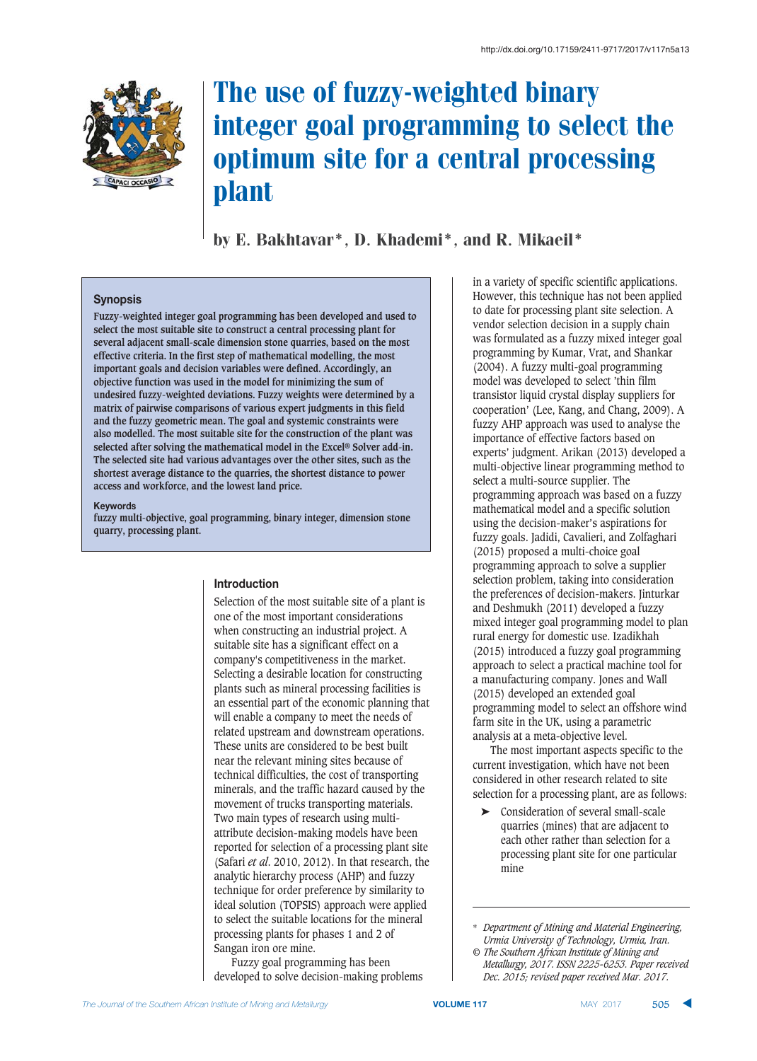http://dx.doi.org/10.17159/2411-9717/2017/v117n5a13

# The use of fuzzy-weighted binary integer goal programming to select the optimum site for a central processing plant

by E. Bakhtavar*, D. Khademi*, and R. Mikaeil*

### Synopsis

Fuzzy-weighted integer goal programming has been developed and used to select the most suitable site to construct a central processing plant for several adjacent small-scale dimension stone quarries, based on the most effective criteria. In the first step of mathematical modelling, the most important goals and decision variables were defined. Accordingly, an objective function was used in the model for minimizing the sum of undesired fuzzy-weighted deviations. Fuzzy weights were determined by a matrix of pairwise comparisons of various expert judgments in this field and the fuzzy geometric mean. The goal and systemic constraints were also modelled. The most suitable site for the construction of the plant was selected after solving the mathematical model in the Excel® Solver add-in. The selected site had various advantages over the other sites, such as the shortest average distance to the quarries, the shortest distance to power access and workforce, and the lowest land price.

### Keywords

fuzzy multi-objective, goal programming, binary integer, dimension stone quarry, processing plant.

## Introduction

Selection of the most suitable site of a plant is one of the most important considerations when constructing an industrial project. A suitable site has a significant effect on a company's competitiveness in the market. Selecting a desirable location for constructing plants such as mineral processing facilities is an essential part of the economic planning that will enable a company to meet the needs of related upstream and downstream operations. These units are considered to be best built near the relevant mining sites because of technical difficulties, the cost of transporting minerals, and the traffic hazard caused by the movement of trucks transporting materials. Two main types of research using multi-attribute decision-making models have been reported for selection of a processing plant site (Safari *et al*. 2010, 2012). In that research, the analytic hierarchy process (AHP) and fuzzy technique for order preference by similarity to ideal solution (TOPSIS) approach were applied to select the suitable locations for the mineral processing plants for phases 1 and 2 of Sangan iron ore mine.

Fuzzy goal programming has been developed to solve decision-making problems in a variety of specific scientific applications. However, this technique has not been applied to date for processing plant site selection. A vendor selection decision in a supply chain was formulated as a fuzzy mixed integer goal programming by Kumar, Vrat, and Shankar (2004). A fuzzy multi-goal programming model was developed to select 'thin film transistor liquid crystal display suppliers for cooperation' (Lee, Kang, and Chang, 2009). A fuzzy AHP approach was used to analyse the importance of effective factors based on experts' judgment. Arikan (2013) developed a multi-objective linear programming method to select a multi-source supplier. The programming approach was based on a fuzzy mathematical model and a specific solution using the decision-maker's aspirations for fuzzy goals. Jadidi, Cavalieri, and Zolfaghari (2015) proposed a multi-choice goal programming approach to solve a supplier selection problem, taking into consideration the preferences of decision-makers. Jinturkar and Deshmukh (2011) developed a fuzzy mixed integer goal programming model to plan rural energy for domestic use. Izadikhah (2015) introduced a fuzzy goal programming approach to select a practical machine tool for a manufacturing company. Jones and Wall (2015) developed an extended goal programming model to select an offshore wind farm site in the UK, using a parametric analysis at a meta-objective level.

The most important aspects specific to the current investigation, which have not been considered in other research related to site selection for a processing plant, are as follows:

- Consideration of several small-scale quarries (mines) that are adjacent to each other rather than selection for a processing plant site for one particular mine

\* *Department of Mining and Material Engineering, Urmia University of Technology, Urmia, Iran.*
© *The Southern African Institute of Mining and Metallurgy, 2017. ISSN 2225-6253. Paper received Dec. 2015; revised paper received Mar. 2017.*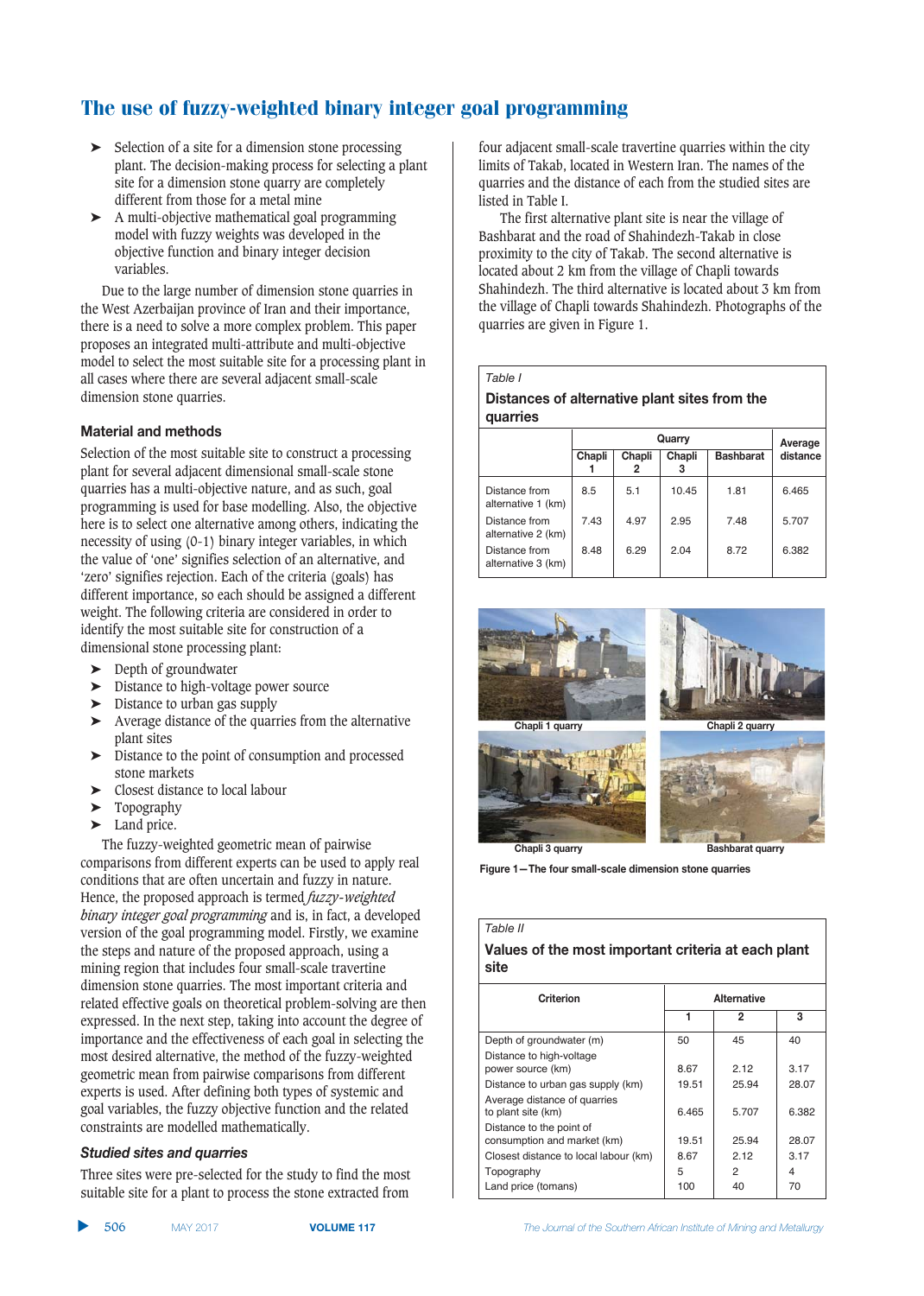- Selection of a site for a dimension stone processing plant. The decision-making process for selecting a plant site for a dimension stone quarry are completely different from those for a metal mine
- A multi-objective mathematical goal programming model with fuzzy weights was developed in the objective function and binary integer decision variables.

Due to the large number of dimension stone quarries in the West Azerbaijan province of Iran and their importance, there is a need to solve a more complex problem. This paper proposes an integrated multi-attribute and multi-objective model to select the most suitable site for a processing plant in all cases where there are several adjacent small-scale dimension stone quarries.

## Material and methods

Selection of the most suitable site to construct a processing plant for several adjacent dimensional small-scale stone quarries has a multi-objective nature, and as such, goal programming is used for base modelling. Also, the objective here is to select one alternative among others, indicating the necessity of using (0-1) binary integer variables, in which the value of 'one' signifies selection of an alternative, and 'zero' signifies rejection. Each of the criteria (goals) has different importance, so each should be assigned a different weight. The following criteria are considered in order to identify the most suitable site for construction of a dimensional stone processing plant:

- Depth of groundwater
- Distance to high-voltage power source
- Distance to urban gas supply
- Average distance of the quarries from the alternative plant sites
- Distance to the point of consumption and processed stone markets
- Closest distance to local labour
- Topography
- Land price.

The fuzzy-weighted geometric mean of pairwise comparisons from different experts can be used to apply real conditions that are often uncertain and fuzzy in nature. Hence, the proposed approach is termed *fuzzy-weighted binary integer goal programming* and is, in fact, a developed version of the goal programming model. Firstly, we examine the steps and nature of the proposed approach, using a mining region that includes four small-scale travertine dimension stone quarries. The most important criteria and related effective goals on theoretical problem-solving are then expressed. In the next step, taking into account the degree of importance and the effectiveness of each goal in selecting the most desired alternative, the method of the fuzzy-weighted geometric mean from pairwise comparisons from different experts is used. After defining both types of systemic and goal variables, the fuzzy objective function and the related constraints are modelled mathematically.

### *Studied sites and quarries*

Three sites were pre-selected for the study to find the most suitable site for a plant to process the stone extracted from four adjacent small-scale travertine quarries within the city limits of Takab, located in Western Iran. The names of the quarries and the distance of each from the studied sites are listed in Table I.

The first alternative plant site is near the village of Bashbarat and the road of Shahindezh-Takab in close proximity to the city of Takab. The second alternative is located about 2 km from the village of Chapli towards Shahindezh. The third alternative is located about 3 km from the village of Chapli towards Shahindezh. Photographs of the quarries are given in Figure 1.

*Table I*

**Distances of alternative plant sites from the quarries**

| | Quarry | | | | Average distance |
|---|---|---|---|---|---|
| | Chapli 1 | Chapli 2 | Chapli 3 | Bashbarat | |
| Distance from alternative 1 (km) | 8.5 | 5.1 | 10.45 | 1.81 | 6.465 |
| Distance from alternative 2 (km) | 7.43 | 4.97 | 2.95 | 7.48 | 5.707 |
| Distance from alternative 3 (km) | 8.48 | 6.29 | 2.04 | 8.72 | 6.382 |

Chapli 1 quarry

Chapli 2 quarry

Chapli 3 quarry

Bashbarat quarry

Figure 1—The four small-scale dimension stone quarries

*Table II*

**Values of the most important criteria at each plant site**

| Criterion | Alternative | | |
|---|---|---|---|
| | 1 | 2 | 3 |
| Depth of groundwater (m) | 50 | 45 | 40 |
| Distance to high-voltage power source (km) | 8.67 | 2.12 | 3.17 |
| Distance to urban gas supply (km) | 19.51 | 25.94 | 28.07 |
| Average distance of quarries to plant site (km) | 6.465 | 5.707 | 6.382 |
| Distance to the point of consumption and market (km) | 19.51 | 25.94 | 28.07 |
| Closest distance to local labour (km) | 8.67 | 2.12 | 3.17 |
| Topography | 5 | 2 | 4 |
| Land price (tomans) | 100 | 40 | 70 |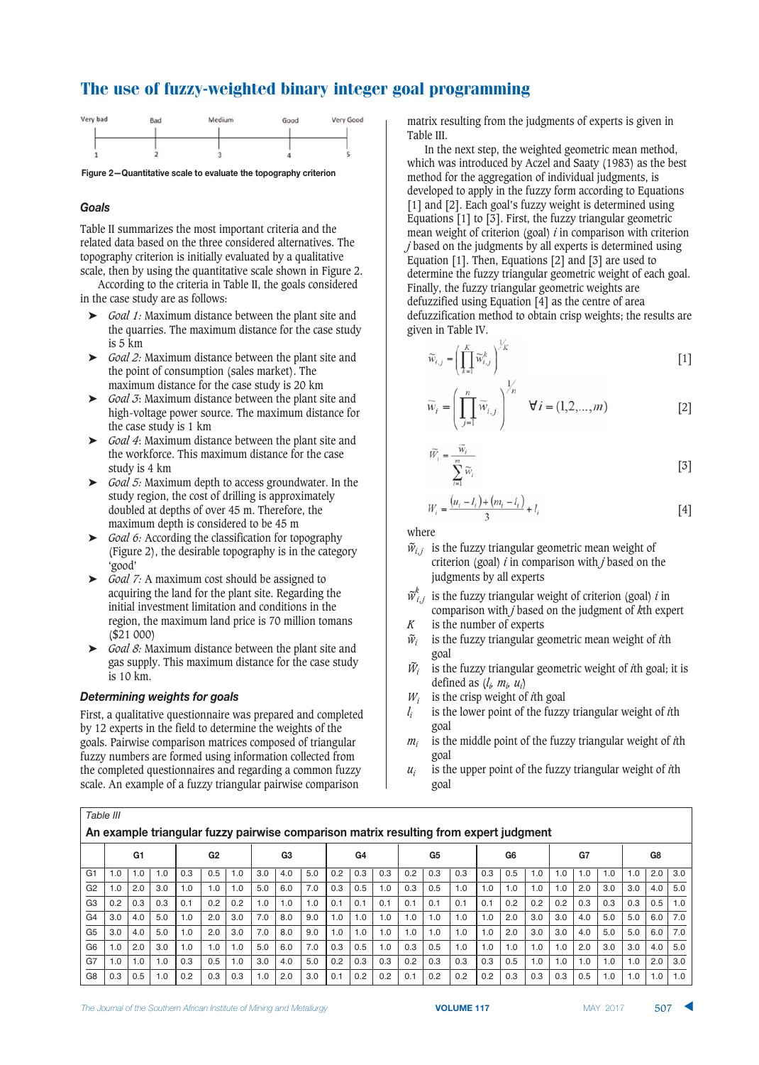Very bad — Bad — Medium — Good — Very Good

1 — 2 — 3 — 4 — 5

Figure 2—Quantitative scale to evaluate the topography criterion

### Goals

Table II summarizes the most important criteria and the related data based on the three considered alternatives. The topography criterion is initially evaluated by a qualitative scale, then by using the quantitative scale shown in Figure 2.

According to the criteria in Table II, the goals considered in the case study are as follows:

- *Goal 1:* Maximum distance between the plant site and the quarries. The maximum distance for the case study is 5 km
- *Goal 2:* Maximum distance between the plant site and the point of consumption (sales market). The maximum distance for the case study is 20 km
- *Goal 3*: Maximum distance between the plant site and high-voltage power source. The maximum distance for the case study is 1 km
- *Goal 4*: Maximum distance between the plant site and the workforce. This maximum distance for the case study is 4 km
- *Goal 5:* Maximum depth to access groundwater. In the study region, the cost of drilling is approximately doubled at depths of over 45 m. Therefore, the maximum depth is considered to be 45 m
- *Goal 6:* According the classification for topography (Figure 2), the desirable topography is in the category 'good'
- *Goal 7:* A maximum cost should be assigned to acquiring the land for the plant site. Regarding the initial investment limitation and conditions in the region, the maximum land price is 70 million tomans ($21 000)
- *Goal 8:* Maximum distance between the plant site and gas supply. This maximum distance for the case study is 10 km.

### Determining weights for goals

First, a qualitative questionnaire was prepared and completed by 12 experts in the field to determine the weights of the goals. Pairwise comparison matrices composed of triangular fuzzy numbers are formed using information collected from the completed questionnaires and regarding a common fuzzy scale. An example of a fuzzy triangular pairwise comparison matrix resulting from the judgments of experts is given in Table III.

In the next step, the weighted geometric mean method, which was introduced by Aczel and Saaty (1983) as the best method for the aggregation of individual judgments, is developed to apply in the fuzzy form according to Equations [1] and [2]. Each goal's fuzzy weight is determined using Equations [1] to [3]. First, the fuzzy triangular geometric mean weight of criterion (goal) $i$ in comparison with criterion $j$ based on the judgments by all experts is determined using Equation [1]. Then, Equations [2] and [3] are used to determine the fuzzy triangular geometric weight of each goal. Finally, the fuzzy triangular geometric weights are defuzzified using Equation [4] as the centre of area defuzzification method to obtain crisp weights; the results are given in Table IV.

$$\tilde{w}_{i,j} = \left( \prod_{k=1}^{K} \tilde{w}_{i,j}^{k} \right)^{1/K} \quad [1]$$

$$\tilde{w}_i = \left( \prod_{j=1}^{n} \tilde{w}_{i,j} \right)^{1/n} \quad \forall i = (1,2,...,m) \quad [2]$$

$$\tilde{W}_i = \frac{\tilde{w}_i}{\sum_{i=1}^{m} \tilde{w}_i} \quad [3]$$

$$W_i = \frac{(u_i - l_i) + (m_i - l_i)}{3} + l_i \quad [4]$$

where

$\tilde{w}_{i,j}$ is the fuzzy triangular geometric mean weight of criterion (goal) $i$ in comparison with $j$ based on the judgments by all experts

$\tilde{w}_{i,j}^{k}$ is the fuzzy triangular weight of criterion (goal) $i$ in comparison with $j$ based on the judgment of $k$th expert

$K$ is the number of experts

$\tilde{w}_i$ is the fuzzy triangular geometric mean weight of $i$th goal

$\tilde{W}_i$ is the fuzzy triangular geometric weight of $i$th goal; it is defined as $(l_i, m_i, u_i)$

$W_i$ is the crisp weight of $i$th goal

$l_i$ is the lower point of the fuzzy triangular weight of $i$th goal

$m_i$ is the middle point of the fuzzy triangular weight of $i$th goal

$u_i$ is the upper point of the fuzzy triangular weight of $i$th goal

Table III

**An example triangular fuzzy pairwise comparison matrix resulting from expert judgment**

| | G1 | | | G2 | | | G3 | | | G4 | | | G5 | | | G6 | | | G7 | | | G8 | | |
|---|---|---|---|---|---|---|---|---|---|---|---|---|---|---|---|---|---|---|---|---|---|---|---|---|
| G1 | 1.0 | 1.0 | 1.0 | 0.3 | 0.5 | 1.0 | 3.0 | 4.0 | 5.0 | 0.2 | 0.3 | 0.3 | 0.2 | 0.3 | 0.3 | 0.3 | 0.5 | 1.0 | 1.0 | 1.0 | 1.0 | 1.0 | 2.0 | 3.0 |
| G2 | 1.0 | 2.0 | 3.0 | 1.0 | 1.0 | 1.0 | 5.0 | 6.0 | 7.0 | 0.3 | 0.5 | 1.0 | 0.3 | 0.5 | 1.0 | 1.0 | 1.0 | 1.0 | 1.0 | 2.0 | 3.0 | 3.0 | 4.0 | 5.0 |
| G3 | 0.2 | 0.3 | 0.3 | 0.1 | 0.2 | 0.2 | 1.0 | 1.0 | 1.0 | 0.1 | 0.1 | 0.1 | 0.1 | 0.1 | 0.1 | 0.1 | 0.2 | 0.2 | 0.2 | 0.3 | 0.3 | 0.3 | 0.5 | 1.0 |
| G4 | 3.0 | 4.0 | 5.0 | 1.0 | 2.0 | 3.0 | 7.0 | 8.0 | 9.0 | 1.0 | 1.0 | 1.0 | 1.0 | 1.0 | 1.0 | 1.0 | 2.0 | 3.0 | 3.0 | 4.0 | 5.0 | 5.0 | 6.0 | 7.0 |
| G5 | 3.0 | 4.0 | 5.0 | 1.0 | 2.0 | 3.0 | 7.0 | 8.0 | 9.0 | 1.0 | 1.0 | 1.0 | 1.0 | 1.0 | 1.0 | 1.0 | 2.0 | 3.0 | 3.0 | 4.0 | 5.0 | 5.0 | 6.0 | 7.0 |
| G6 | 1.0 | 2.0 | 3.0 | 1.0 | 1.0 | 1.0 | 5.0 | 6.0 | 7.0 | 0.3 | 0.5 | 1.0 | 0.3 | 0.5 | 1.0 | 1.0 | 1.0 | 1.0 | 1.0 | 2.0 | 3.0 | 3.0 | 4.0 | 5.0 |
| G7 | 1.0 | 1.0 | 1.0 | 0.3 | 0.5 | 1.0 | 3.0 | 4.0 | 5.0 | 0.2 | 0.3 | 0.3 | 0.2 | 0.3 | 0.3 | 0.3 | 0.5 | 1.0 | 1.0 | 1.0 | 1.0 | 1.0 | 2.0 | 3.0 |
| G8 | 0.3 | 0.5 | 1.0 | 0.2 | 0.3 | 0.3 | 1.0 | 2.0 | 3.0 | 0.1 | 0.2 | 0.2 | 0.1 | 0.2 | 0.2 | 0.2 | 0.3 | 0.3 | 0.3 | 0.5 | 1.0 | 1.0 | 1.0 | 1.0 |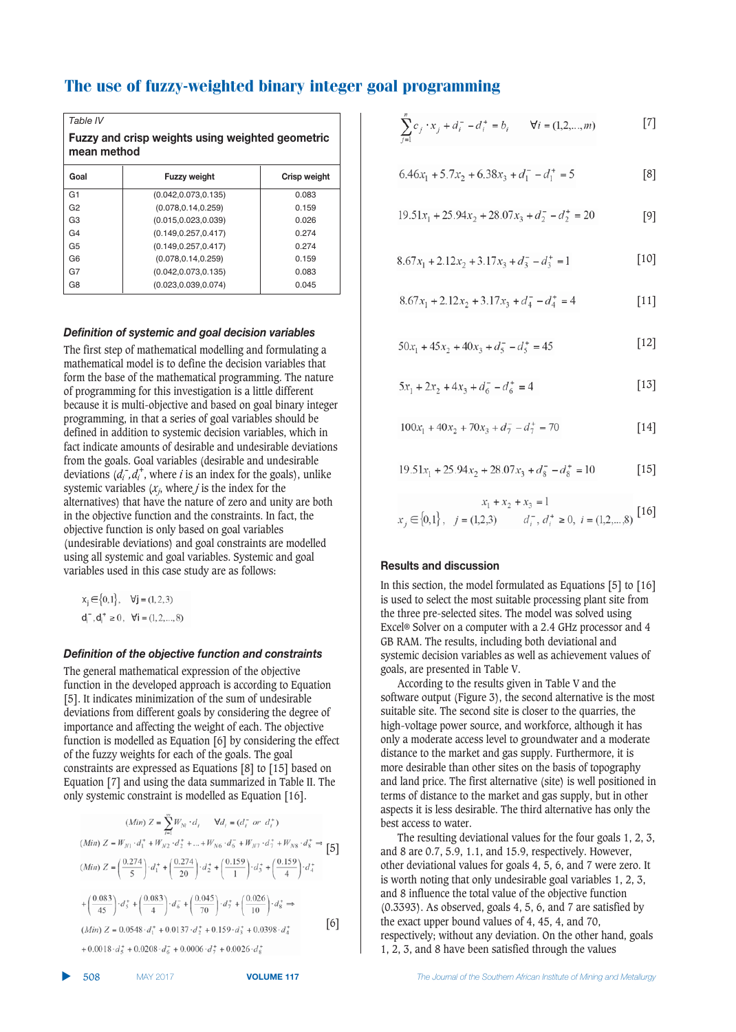## Table IV

**Fuzzy and crisp weights using weighted geometric mean method**

| Goal | Fuzzy weight | Crisp weight |
|---|---|---|
| G1 | (0.042,0.073,0.135) | 0.083 |
| G2 | (0.078,0.14,0.259) | 0.159 |
| G3 | (0.015,0.023,0.039) | 0.026 |
| G4 | (0.149,0.257,0.417) | 0.274 |
| G5 | (0.149,0.257,0.417) | 0.274 |
| G6 | (0.078,0.14,0.259) | 0.159 |
| G7 | (0.042,0.073,0.135) | 0.083 |
| G8 | (0.023,0.039,0.074) | 0.045 |

### *Definition of systemic and goal decision variables*

The first step of mathematical modelling and formulating a mathematical model is to define the decision variables that form the base of the mathematical programming. The nature of programming for this investigation is a little different because it is multi-objective and based on goal binary integer programming, in that a series of goal variables should be defined in addition to systemic decision variables, which in fact indicate amounts of desirable and undesirable deviations from the goals. Goal variables (desirable and undesirable deviations $(d_i^-, d_i^+$, where $i$ is an index for the goals), unlike systemic variables ($x_j$, where $j$ is the index for the alternatives) that have the nature of zero and unity are both in the objective function and the constraints. In fact, the objective function is only based on goal variables (undesirable deviations) and goal constraints are modelled using all systemic and goal variables. Systemic and goal variables used in this case study are as follows:

$$x_j \in \{0,1\}, \quad \forall j = (1,2,3)$$
$$d^-, d^+ \geq 0, \quad \forall i = (1,2,\ldots,8)$$

### *Definition of the objective function and constraints*

The general mathematical expression of the objective function in the developed approach is according to Equation [5]. It indicates minimization of the sum of undesirable deviations from different goals by considering the degree of importance and affecting the weight of each. The objective function is modelled as Equation [6] by considering the effect of the fuzzy weights for each of the goals. The goal constraints are expressed as Equations [8] to [15] based on Equation [7] and using the data summarized in Table II. The only systemic constraint is modelled as Equation [16].

$$(Min)\ Z = \sum_{i=1}^{m} W_{Ni} \cdot d_i \qquad \forall d_i = (d_i^- \ or\ d_i^+)$$
$$(Min)\ Z = W_{N1} \cdot d_1^+ + W_{N2} \cdot d_2^+ + \ldots + W_{N6} \cdot d_6^- + W_{N7} \cdot d_7^- + W_{N8} \cdot d_8^+ \Rightarrow \qquad [5]$$

$$(Min)\ Z = \left(\frac{0.274}{5}\right) \cdot d_1^+ + \left(\frac{0.274}{20}\right) \cdot d_2^+ + \left(\frac{0.159}{1}\right) \cdot d_3^+ + \left(\frac{0.159}{4}\right) \cdot d_4^+$$
$$+ \left(\frac{0.083}{45}\right) \cdot d_5^+ + \left(\frac{0.083}{4}\right) \cdot d_6^- + \left(\frac{0.045}{70}\right) \cdot d_7^- + \left(\frac{0.026}{10}\right) \cdot d_8^+ \Rightarrow$$
$$(Min)\ Z = 0.0548 \cdot d_1^+ + 0.0137 \cdot d_2^+ + 0.159 \cdot d_3^+ + 0.0398 \cdot d_4^+$$
$$+ 0.0018 \cdot d_5^+ + 0.0208 \cdot d_6^- + 0.0006 \cdot d_7^- + 0.0026 \cdot d_8^+ \qquad [6]$$

$$\sum_{j=1}^{n} c_j \cdot x_j + d_i^- - d_i^+ = b_i \qquad \forall i = (1,2,\ldots,m) \qquad [7]$$

$$6.46x_1 + 5.7x_2 + 6.38x_3 + d_1^- - d_1^+ = 5 \qquad [8]$$

$$19.51x_1 + 25.94x_2 + 28.07x_3 + d_2^- - d_2^+ = 20 \qquad [9]$$

$$8.67x_1 + 2.12x_2 + 3.17x_3 + d_3^- - d_3^+ = 1 \qquad [10]$$

$$8.67x_1 + 2.12x_2 + 3.17x_3 + d_4^- - d_4^+ = 4 \qquad [11]$$

$$50x_1 + 45x_2 + 40x_3 + d_5^- - d_5^+ = 45 \qquad [12]$$

$$5x_1 + 2x_2 + 4x_3 + d_6^- - d_6^+ = 4 \qquad [13]$$

$$100x_1 + 40x_2 + 70x_3 + d_7^- - d_7^+ = 70 \qquad [14]$$

$$19.51x_1 + 25.94x_2 + 28.07x_3 + d_8^- - d_8^+ = 10 \qquad [15]$$

$$x_1 + x_2 + x_3 = 1$$
$$x_j \in \{0,1\}, \quad j = (1,2,3) \qquad d_i^-, d_i^+ \geq 0, \ i = (1,2,\ldots,8) \qquad [16]$$

### Results and discussion

In this section, the model formulated as Equations [5] to [16] is used to select the most suitable processing plant site from the three pre-selected sites. The model was solved using Excel® Solver on a computer with a 2.4 GHz processor and 4 GB RAM. The results, including both deviational and systemic decision variables as well as achievement values of goals, are presented in Table V.

According to the results given in Table V and the software output (Figure 3), the second alternative is the most suitable site. The second site is closer to the quarries, the high-voltage power source, and workforce, although it has only a moderate access level to groundwater and a moderate distance to the market and gas supply. Furthermore, it is more desirable than other sites on the basis of topography and land price. The first alternative (site) is well positioned in terms of distance to the market and gas supply, but in other aspects it is less desirable. The third alternative has only the best access to water.

The resulting deviational values for the four goals 1, 2, 3, and 8 are 0.7, 5.9, 1.1, and 15.9, respectively. However, other deviational values for goals 4, 5, 6, and 7 were zero. It is worth noting that only undesirable goal variables 1, 2, 3, and 8 influence the total value of the objective function (0.3393). As observed, goals 4, 5, 6, and 7 are satisfied by the exact upper bound values of 4, 45, 4, and 70, respectively; without any deviation. On the other hand, goals 1, 2, 3, and 8 have been satisfied through the values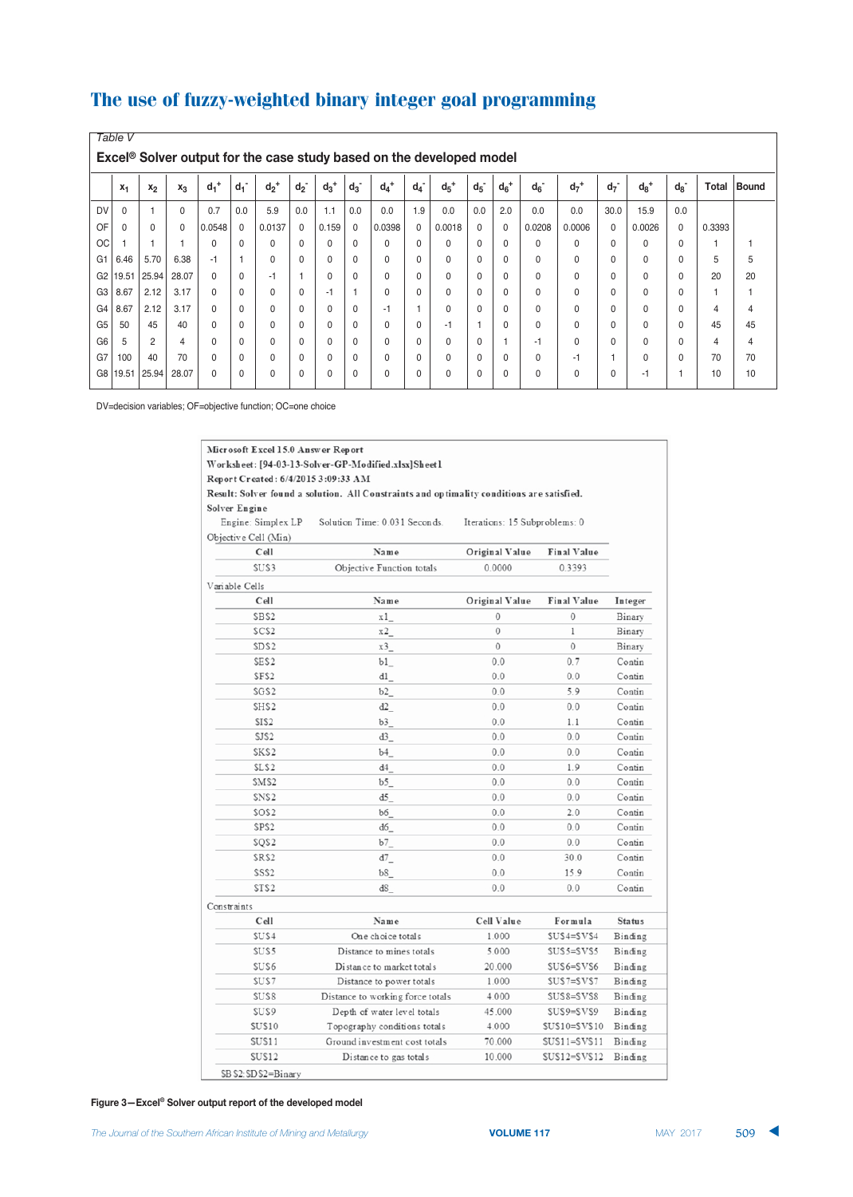*Table V*

**Excel® Solver output for the case study based on the developed model**

| | $x_1$ | $x_2$ | $x_3$ | $d_1^+$ | $d_1^-$ | $d_2^+$ | $d_2^-$ | $d_3^+$ | $d_3^-$ | $d_4^+$ | $d_4^-$ | $d_5^+$ | $d_5^-$ | $d_6^+$ | $d_6^-$ | $d_7^+$ | $d_7^-$ | $d_8^+$ | $d_8^-$ | Total | Bound |
|---|---|---|---|---|---|---|---|---|---|---|---|---|---|---|---|---|---|---|---|---|---|
| DV | 0 | 1 | 0 | 0.7 | 0.0 | 5.9 | 0.0 | 1.1 | 0.0 | 0.0 | 1.9 | 0.0 | 0.0 | 2.0 | 0.0 | 0.0 | 30.0 | 15.9 | 0.0 | | |
| OF | 0 | 0 | 0 | 0.0548 | 0 | 0.0137 | 0 | 0.159 | 0 | 0.0398 | 0 | 0.0018 | 0 | 0 | 0.0208 | 0.0006 | 0 | 0.0026 | 0 | 0.3393 | |
| OC | 1 | 1 | 1 | 0 | 0 | 0 | 0 | 0 | 0 | 0 | 0 | 0 | 0 | 0 | 0 | 0 | 0 | 0 | 0 | 1 | 1 |
| G1 | 6.46 | 5.70 | 6.38 | -1 | 1 | 0 | 0 | 0 | 0 | 0 | 0 | 0 | 0 | 0 | 0 | 0 | 0 | 0 | 0 | 5 | 5 |
| G2 | 19.51 | 25.94 | 28.07 | 0 | 0 | -1 | 1 | 0 | 0 | 0 | 0 | 0 | 0 | 0 | 0 | 0 | 0 | 0 | 0 | 20 | 20 |
| G3 | 8.67 | 2.12 | 3.17 | 0 | 0 | 0 | 0 | -1 | 1 | 0 | 0 | 0 | 0 | 0 | 0 | 0 | 0 | 0 | 0 | 1 | 1 |
| G4 | 8.67 | 2.12 | 3.17 | 0 | 0 | 0 | 0 | 0 | 0 | -1 | 1 | 0 | 0 | 0 | 0 | 0 | 0 | 0 | 0 | 4 | 4 |
| G5 | 50 | 45 | 40 | 0 | 0 | 0 | 0 | 0 | 0 | 0 | 0 | -1 | 1 | 0 | 0 | 0 | 0 | 0 | 0 | 45 | 45 |
| G6 | 5 | 2 | 4 | 0 | 0 | 0 | 0 | 0 | 0 | 0 | 0 | 0 | 0 | 1 | -1 | 0 | 0 | 0 | 0 | 4 | 4 |
| G7 | 100 | 40 | 70 | 0 | 0 | 0 | 0 | 0 | 0 | 0 | 0 | 0 | 0 | 0 | 0 | -1 | 1 | 0 | 0 | 70 | 70 |
| G8 | 19.51 | 25.94 | 28.07 | 0 | 0 | 0 | 0 | 0 | 0 | 0 | 0 | 0 | 0 | 0 | 0 | 0 | 0 | -1 | 1 | 10 | 10 |

DV=decision variables; OF=objective function; OC=one choice

Microsoft Excel 15.0 Answer Report
Worksheet: [94-03-13-Solver-GP-Modified.xlsx]Sheet1
Report Created: 6/4/2015 3:09:33 AM
Result: Solver found a solution. All Constraints and optimality conditions are satisfied.
Solver Engine
Engine: Simplex LP    Solution Time: 0.031 Seconds.    Iterations: 15 Subproblems: 0

Objective Cell (Min)

| Cell | Name | Original Value | Final Value |
|---|---|---|---|
| $U$3 | Objective Function totals | 0.0000 | 0.3393 |

Variable Cells

| Cell | Name | Original Value | Final Value | Integer |
|---|---|---|---|---|
| $B$2 | x1_ | 0 | 0 | Binary |
| $C$2 | x2_ | 0 | 1 | Binary |
| $D$2 | x3_ | 0 | 0 | Binary |
| $E$2 | b1_ | 0.0 | 0.7 | Contin |
| $F$2 | d1_ | 0.0 | 0.0 | Contin |
| $G$2 | b2_ | 0.0 | 5.9 | Contin |
| $H$2 | d2_ | 0.0 | 0.0 | Contin |
| $I$2 | b3_ | 0.0 | 1.1 | Contin |
| $J$2 | d3_ | 0.0 | 0.0 | Contin |
| $K$2 | b4_ | 0.0 | 0.0 | Contin |
| $L$2 | d4_ | 0.0 | 1.9 | Contin |
| $M$2 | b5_ | 0.0 | 0.0 | Contin |
| $N$2 | d5_ | 0.0 | 0.0 | Contin |
| $O$2 | b6_ | 0.0 | 2.0 | Contin |
| $P$2 | d6_ | 0.0 | 0.0 | Contin |
| $Q$2 | b7_ | 0.0 | 0.0 | Contin |
| $R$2 | d7_ | 0.0 | 30.0 | Contin |
| $S$2 | b8_ | 0.0 | 15.9 | Contin |
| $T$2 | d8_ | 0.0 | 0.0 | Contin |

Constraints

| Cell | Name | Cell Value | Formula | Status |
|---|---|---|---|---|
| $U$4 | One choice totals | 1.000 | $U$4=$V$4 | Binding |
| $U$5 | Distance to mines totals | 5.000 | $U$5=$V$5 | Binding |
| $U$6 | Distance to market totals | 20.000 | $U$6=$V$6 | Binding |
| $U$7 | Distance to power totals | 1.000 | $U$7=$V$7 | Binding |
| $U$8 | Distance to working force totals | 4.000 | $U$8=$V$8 | Binding |
| $U$9 | Depth of water level totals | 45.000 | $U$9=$V$9 | Binding |
| $U$10 | Topography conditions totals | 4.000 | $U$10=$V$10 | Binding |
| $U$11 | Ground investment cost totals | 70.000 | $U$11=$V$11 | Binding |
| $U$12 | Distance to gas totals | 10.000 | $U$12=$V$12 | Binding |

$B$2:$D$2=Binary

**Figure 3—Excel® Solver output report of the developed model**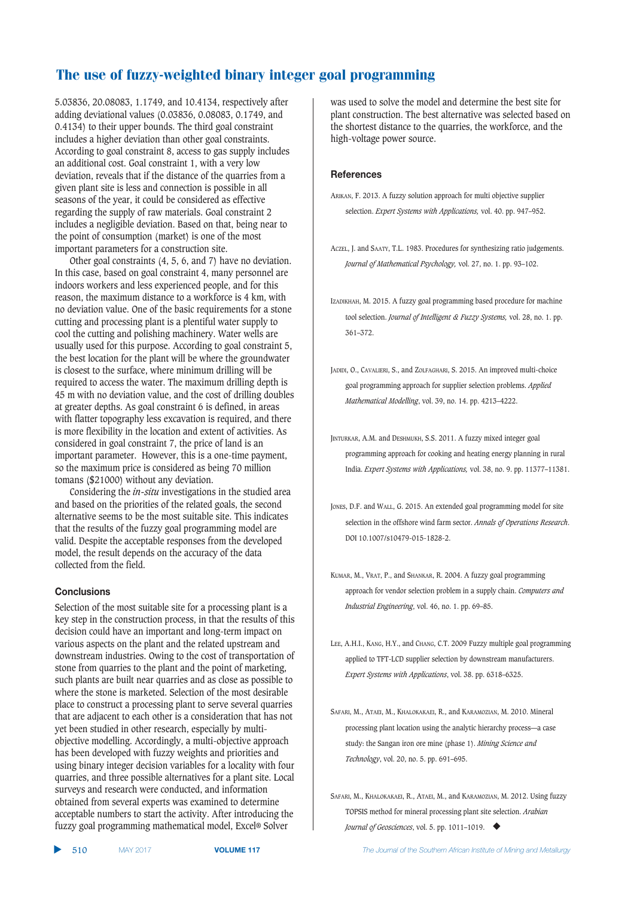5.03836, 20.08083, 1.1749, and 10.4134, respectively after adding deviational values (0.03836, 0.08083, 0.1749, and 0.4134) to their upper bounds. The third goal constraint includes a higher deviation than other goal constraints. According to goal constraint 8, access to gas supply includes an additional cost. Goal constraint 1, with a very low deviation, reveals that if the distance of the quarries from a given plant site is less and connection is possible in all seasons of the year, it could be considered as effective regarding the supply of raw materials. Goal constraint 2 includes a negligible deviation. Based on that, being near to the point of consumption (market) is one of the most important parameters for a construction site.

Other goal constraints (4, 5, 6, and 7) have no deviation. In this case, based on goal constraint 4, many personnel are indoors workers and less experienced people, and for this reason, the maximum distance to a workforce is 4 km, with no deviation value. One of the basic requirements for a stone cutting and processing plant is a plentiful water supply to cool the cutting and polishing machinery. Water wells are usually used for this purpose. According to goal constraint 5, the best location for the plant will be where the groundwater is closest to the surface, where minimum drilling will be required to access the water. The maximum drilling depth is 45 m with no deviation value, and the cost of drilling doubles at greater depths. As goal constraint 6 is defined, in areas with flatter topography less excavation is required, and there is more flexibility in the location and extent of activities. As considered in goal constraint 7, the price of land is an important parameter. However, this is a one-time payment, so the maximum price is considered as being 70 million tomans ($21000) without any deviation.

Considering the *in-situ* investigations in the studied area and based on the priorities of the related goals, the second alternative seems to be the most suitable site. This indicates that the results of the fuzzy goal programming model are valid. Despite the acceptable responses from the developed model, the result depends on the accuracy of the data collected from the field.

## Conclusions

Selection of the most suitable site for a processing plant is a key step in the construction process, in that the results of this decision could have an important and long-term impact on various aspects on the plant and the related upstream and downstream industries. Owing to the cost of transportation of stone from quarries to the plant and the point of marketing, such plants are built near quarries and as close as possible to where the stone is marketed. Selection of the most desirable place to construct a processing plant to serve several quarries that are adjacent to each other is a consideration that has not yet been studied in other research, especially by multi-objective modelling. Accordingly, a multi-objective approach has been developed with fuzzy weights and priorities and using binary integer decision variables for a locality with four quarries, and three possible alternatives for a plant site. Local surveys and research were conducted, and information obtained from several experts was examined to determine acceptable numbers to start the activity. After introducing the fuzzy goal programming mathematical model, Excel® Solver was used to solve the model and determine the best site for plant construction. The best alternative was selected based on the shortest distance to the quarries, the workforce, and the high-voltage power source.

## References

Arikan, F. 2013. A fuzzy solution approach for multi objective supplier selection. *Expert Systems with Applications,* vol. 40. pp. 947–952.

Aczel, J. and Saaty, T.L. 1983. Procedures for synthesizing ratio judgements. *Journal of Mathematical Psychology,* vol. 27, no. 1. pp. 93–102.

Izadikhah, M. 2015. A fuzzy goal programming based procedure for machine tool selection. *Journal of Intelligent & Fuzzy Systems,* vol. 28, no. 1. pp. 361–372.

Jadidi, O., Cavalieri, S., and Zolfaghari, S. 2015. An improved multi-choice goal programming approach for supplier selection problems. *Applied Mathematical Modelling*, vol. 39, no. 14. pp. 4213–4222.

Jinturkar, A.M. and Deshmukh, S.S. 2011. A fuzzy mixed integer goal programming approach for cooking and heating energy planning in rural India. *Expert Systems with Applications,* vol. 38, no. 9. pp. 11377–11381.

Jones, D.F. and Wall, G. 2015. An extended goal programming model for site selection in the offshore wind farm sector. *Annals of Operations Research*. DOI 10.1007/s10479-015-1828-2.

Kumar, M., Vrat, P., and Shankar, R. 2004. A fuzzy goal programming approach for vendor selection problem in a supply chain. *Computers and Industrial Engineering*, vol. 46, no. 1. pp. 69–85.

Lee, A.H.I., Kang, H.Y., and Chang, C.T. 2009 Fuzzy multiple goal programming applied to TFT-LCD supplier selection by downstream manufacturers. *Expert Systems with Applications*, vol. 38. pp. 6318–6325.

Safari, M., Ataei, M., Khalokakaei, R., and Karamozian, M. 2010. Mineral processing plant location using the analytic hierarchy process—a case study: the Sangan iron ore mine (phase 1). *Mining Science and Technology*, vol. 20, no. 5. pp. 691–695.

Safari, M., Khalokakaei, R., Ataei, M., and Karamozian, M. 2012. Using fuzzy TOPSIS method for mineral processing plant site selection. *Arabian Journal of Geosciences*, vol. 5. pp. 1011–1019. ◆